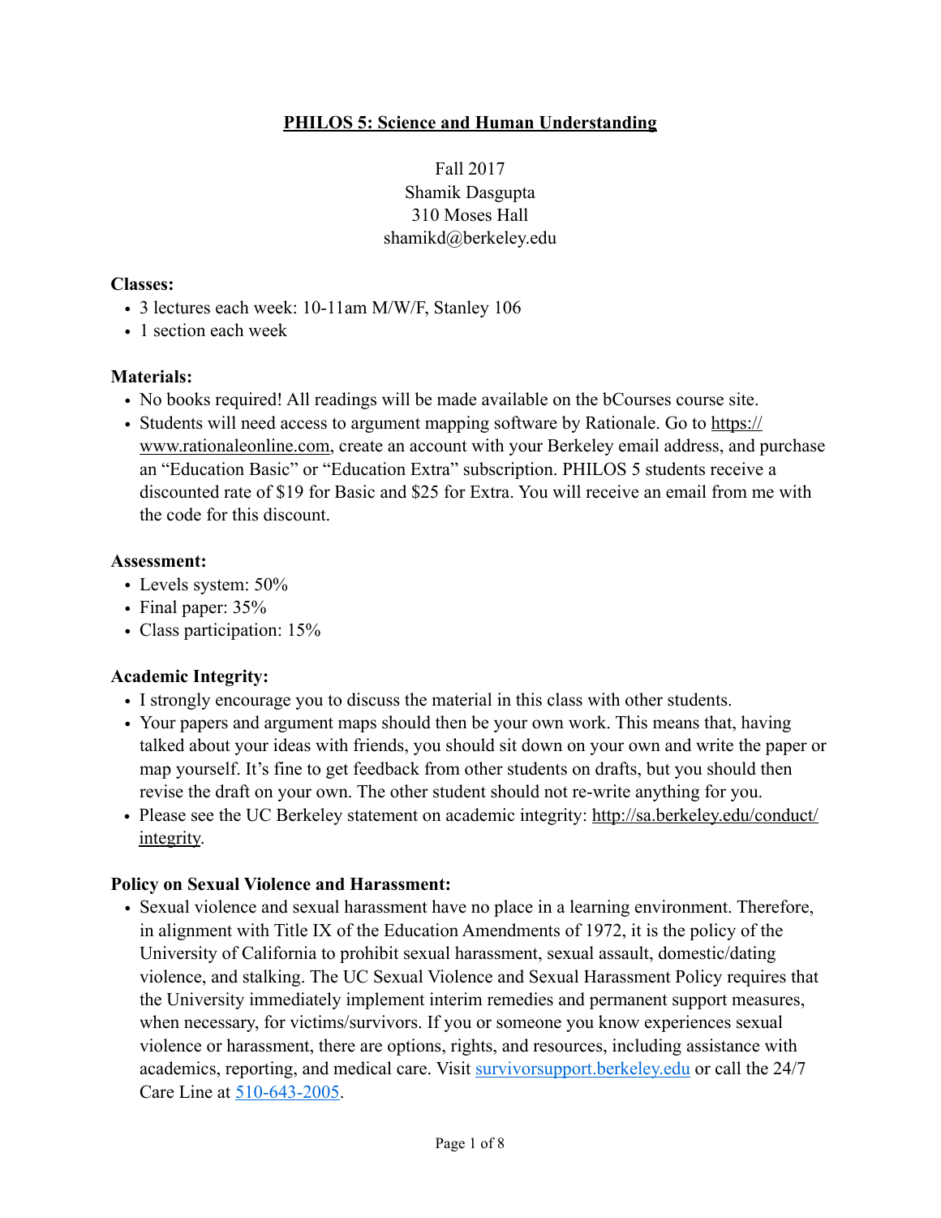# PHILOS 5: Science and Human Understanding

Fall 2017
Shamik Dasgupta
310 Moses Hall
shamikd@berkeley.edu

**Classes:**

- 3 lectures each week: 10-11am M/W/F, Stanley 106
- 1 section each week

**Materials:**

- No books required! All readings will be made available on the bCourses course site.
- Students will need access to argument mapping software by Rationale. Go to https://www.rationaleonline.com, create an account with your Berkeley email address, and purchase an "Education Basic" or "Education Extra" subscription. PHILOS 5 students receive a discounted rate of $19 for Basic and $25 for Extra. You will receive an email from me with the code for this discount.

**Assessment:**

- Levels system: 50%
- Final paper: 35%
- Class participation: 15%

**Academic Integrity:**

- I strongly encourage you to discuss the material in this class with other students.
- Your papers and argument maps should then be your own work. This means that, having talked about your ideas with friends, you should sit down on your own and write the paper or map yourself. It's fine to get feedback from other students on drafts, but you should then revise the draft on your own. The other student should not re-write anything for you.
- Please see the UC Berkeley statement on academic integrity: http://sa.berkeley.edu/conduct/integrity.

**Policy on Sexual Violence and Harassment:**

- Sexual violence and sexual harassment have no place in a learning environment. Therefore, in alignment with Title IX of the Education Amendments of 1972, it is the policy of the University of California to prohibit sexual harassment, sexual assault, domestic/dating violence, and stalking. The UC Sexual Violence and Sexual Harassment Policy requires that the University immediately implement interim remedies and permanent support measures, when necessary, for victims/survivors. If you or someone you know experiences sexual violence or harassment, there are options, rights, and resources, including assistance with academics, reporting, and medical care. Visit survivorsupport.berkeley.edu or call the 24/7 Care Line at 510-643-2005.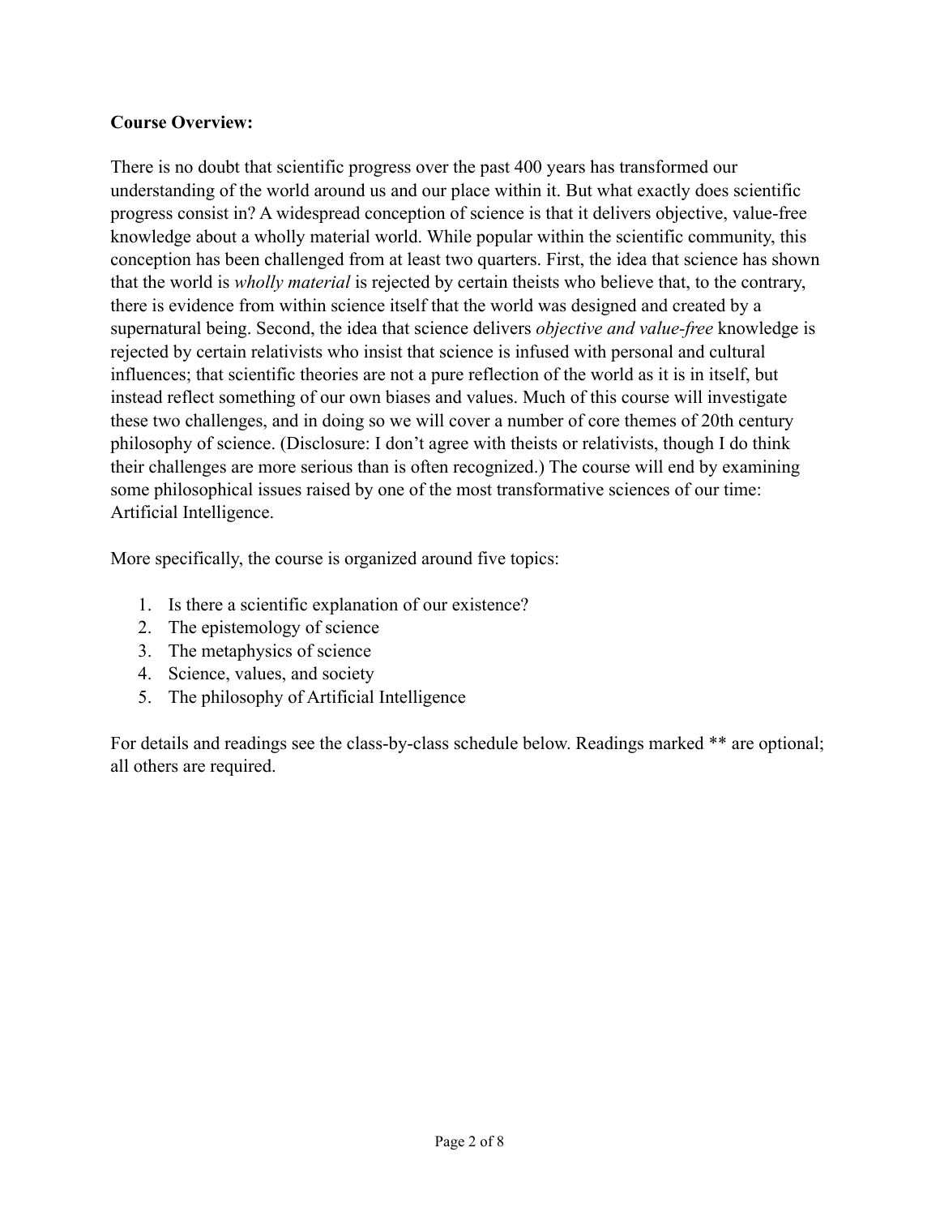**Course Overview:**

There is no doubt that scientific progress over the past 400 years has transformed our understanding of the world around us and our place within it. But what exactly does scientific progress consist in? A widespread conception of science is that it delivers objective, value-free knowledge about a wholly material world. While popular within the scientific community, this conception has been challenged from at least two quarters. First, the idea that science has shown that the world is *wholly material* is rejected by certain theists who believe that, to the contrary, there is evidence from within science itself that the world was designed and created by a supernatural being. Second, the idea that science delivers *objective and value-free* knowledge is rejected by certain relativists who insist that science is infused with personal and cultural influences; that scientific theories are not a pure reflection of the world as it is in itself, but instead reflect something of our own biases and values. Much of this course will investigate these two challenges, and in doing so we will cover a number of core themes of 20th century philosophy of science. (Disclosure: I don't agree with theists or relativists, though I do think their challenges are more serious than is often recognized.) The course will end by examining some philosophical issues raised by one of the most transformative sciences of our time: Artificial Intelligence.

More specifically, the course is organized around five topics:

1. Is there a scientific explanation of our existence?
2. The epistemology of science
3. The metaphysics of science
4. Science, values, and society
5. The philosophy of Artificial Intelligence

For details and readings see the class-by-class schedule below. Readings marked ** are optional; all others are required.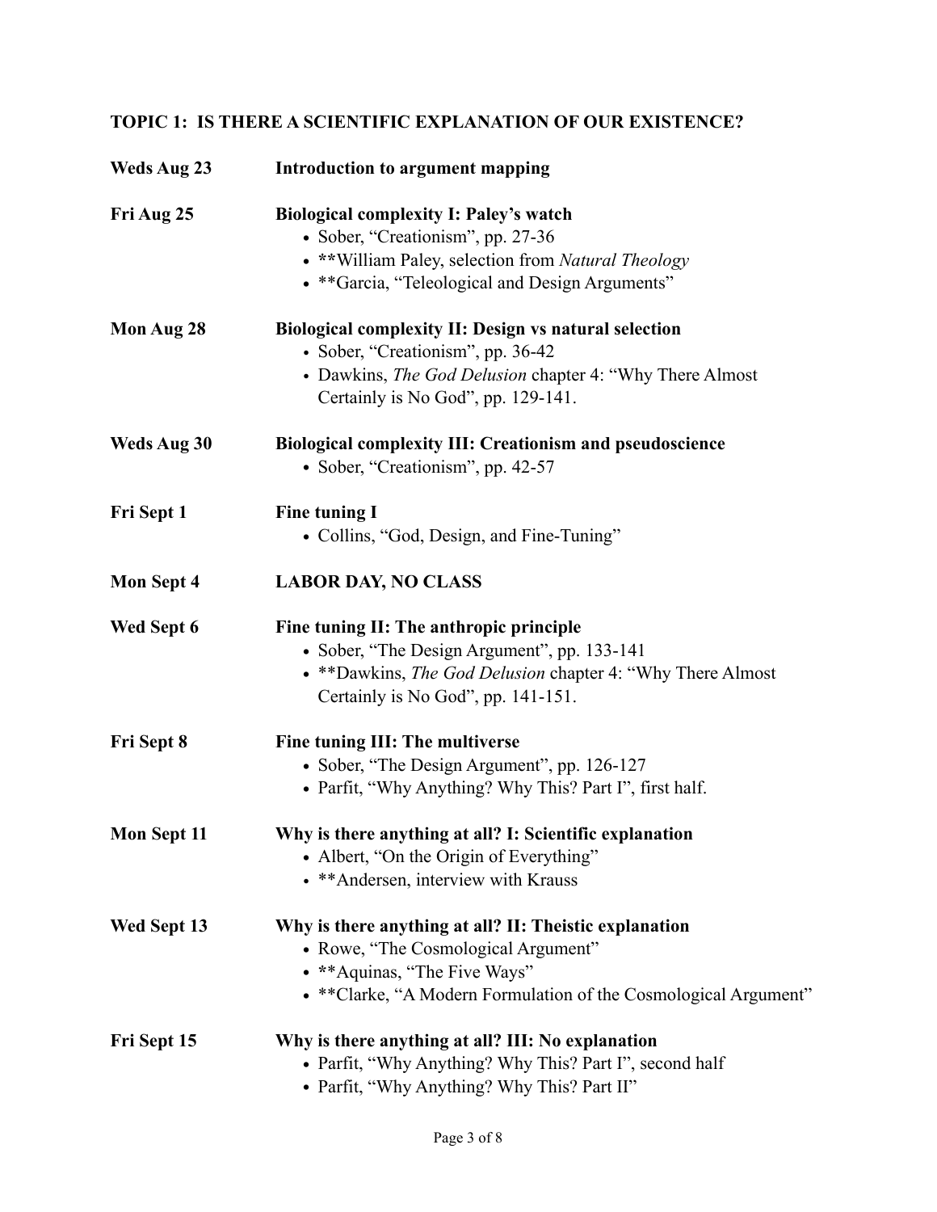## TOPIC 1: IS THERE A SCIENTIFIC EXPLANATION OF OUR EXISTENCE?

**Weds Aug 23** **Introduction to argument mapping**

**Fri Aug 25** **Biological complexity I: Paley's watch**

- Sober, "Creationism", pp. 27-36
- **William Paley, selection from *Natural Theology*
- **Garcia, "Teleological and Design Arguments"

**Mon Aug 28** **Biological complexity II: Design vs natural selection**

- Sober, "Creationism", pp. 36-42
- Dawkins, *The God Delusion* chapter 4: "Why There Almost Certainly is No God", pp. 129-141.

**Weds Aug 30** **Biological complexity III: Creationism and pseudoscience**

- Sober, "Creationism", pp. 42-57

**Fri Sept 1** **Fine tuning I**

- Collins, "God, Design, and Fine-Tuning"

**Mon Sept 4** **LABOR DAY, NO CLASS**

**Wed Sept 6** **Fine tuning II: The anthropic principle**

- Sober, "The Design Argument", pp. 133-141
- **Dawkins, *The God Delusion* chapter 4: "Why There Almost Certainly is No God", pp. 141-151.

**Fri Sept 8** **Fine tuning III: The multiverse**

- Sober, "The Design Argument", pp. 126-127
- Parfit, "Why Anything? Why This? Part I", first half.

**Mon Sept 11** **Why is there anything at all? I: Scientific explanation**

- Albert, "On the Origin of Everything"
- **Andersen, interview with Krauss

**Wed Sept 13** **Why is there anything at all? II: Theistic explanation**

- Rowe, "The Cosmological Argument"
- **Aquinas, "The Five Ways"
- **Clarke, "A Modern Formulation of the Cosmological Argument"

**Fri Sept 15** **Why is there anything at all? III: No explanation**

- Parfit, "Why Anything? Why This? Part I", second half
- Parfit, "Why Anything? Why This? Part II"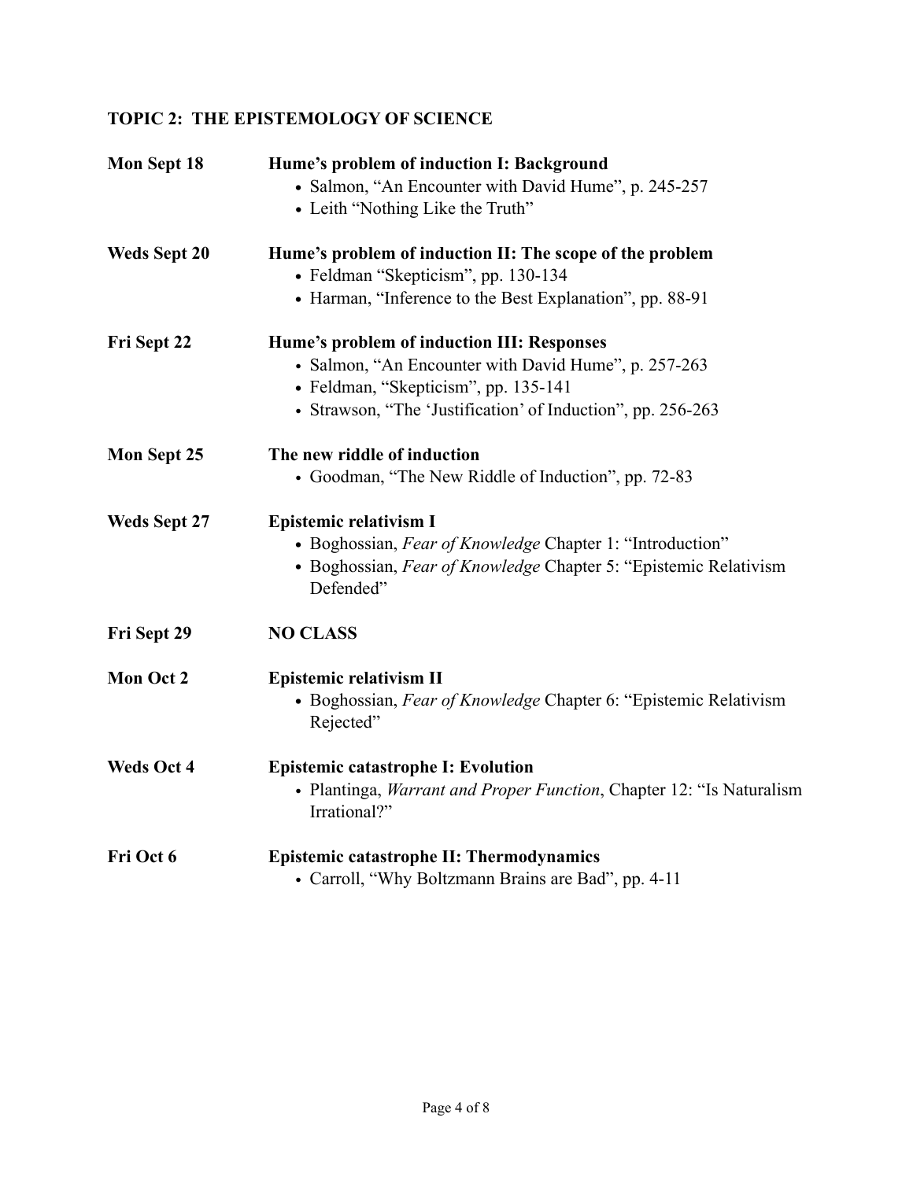## TOPIC 2: THE EPISTEMOLOGY OF SCIENCE

**Mon Sept 18** — **Hume's problem of induction I: Background**

- Salmon, "An Encounter with David Hume", p. 245-257
- Leith "Nothing Like the Truth"

**Weds Sept 20** — **Hume's problem of induction II: The scope of the problem**

- Feldman "Skepticism", pp. 130-134
- Harman, "Inference to the Best Explanation", pp. 88-91

**Fri Sept 22** — **Hume's problem of induction III: Responses**

- Salmon, "An Encounter with David Hume", p. 257-263
- Feldman, "Skepticism", pp. 135-141
- Strawson, "The 'Justification' of Induction", pp. 256-263

**Mon Sept 25** — **The new riddle of induction**

- Goodman, "The New Riddle of Induction", pp. 72-83

**Weds Sept 27** — **Epistemic relativism I**

- Boghossian, *Fear of Knowledge* Chapter 1: "Introduction"
- Boghossian, *Fear of Knowledge* Chapter 5: "Epistemic Relativism Defended"

**Fri Sept 29** — **NO CLASS**

**Mon Oct 2** — **Epistemic relativism II**

- Boghossian, *Fear of Knowledge* Chapter 6: "Epistemic Relativism Rejected"

**Weds Oct 4** — **Epistemic catastrophe I: Evolution**

- Plantinga, *Warrant and Proper Function*, Chapter 12: "Is Naturalism Irrational?"

**Fri Oct 6** — **Epistemic catastrophe II: Thermodynamics**

- Carroll, "Why Boltzmann Brains are Bad", pp. 4-11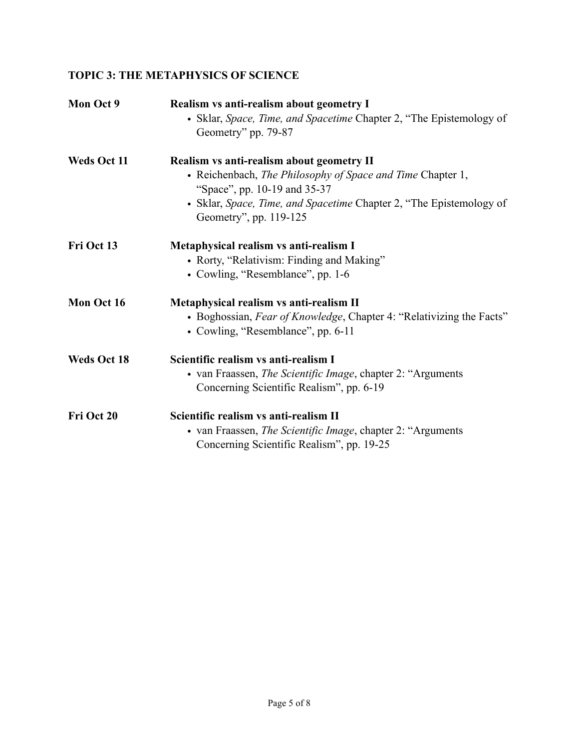## TOPIC 3: THE METAPHYSICS OF SCIENCE

**Mon Oct 9** — **Realism vs anti-realism about geometry I**

- Sklar, *Space, Time, and Spacetime* Chapter 2, "The Epistemology of Geometry" pp. 79-87

**Weds Oct 11** — **Realism vs anti-realism about geometry II**

- Reichenbach, *The Philosophy of Space and Time* Chapter 1, "Space", pp. 10-19 and 35-37
- Sklar, *Space, Time, and Spacetime* Chapter 2, "The Epistemology of Geometry", pp. 119-125

**Fri Oct 13** — **Metaphysical realism vs anti-realism I**

- Rorty, "Relativism: Finding and Making"
- Cowling, "Resemblance", pp. 1-6

**Mon Oct 16** — **Metaphysical realism vs anti-realism II**

- Boghossian, *Fear of Knowledge*, Chapter 4: "Relativizing the Facts"
- Cowling, "Resemblance", pp. 6-11

**Weds Oct 18** — **Scientific realism vs anti-realism I**

- van Fraassen, *The Scientific Image*, chapter 2: "Arguments Concerning Scientific Realism", pp. 6-19

**Fri Oct 20** — **Scientific realism vs anti-realism II**

- van Fraassen, *The Scientific Image*, chapter 2: "Arguments Concerning Scientific Realism", pp. 19-25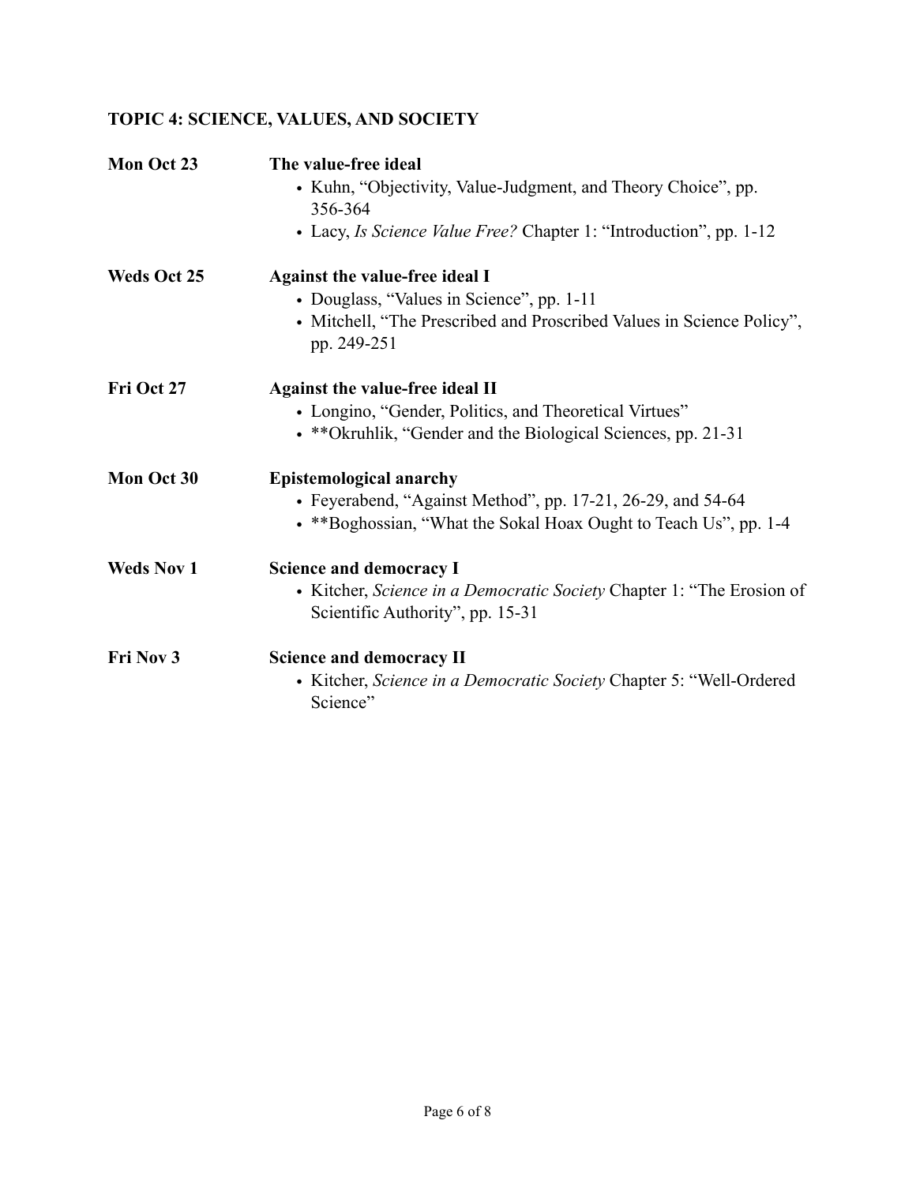## TOPIC 4: SCIENCE, VALUES, AND SOCIETY

**Mon Oct 23** — **The value-free ideal**

- Kuhn, "Objectivity, Value-Judgment, and Theory Choice", pp. 356-364
- Lacy, *Is Science Value Free?* Chapter 1: "Introduction", pp. 1-12

**Weds Oct 25** — **Against the value-free ideal I**

- Douglass, "Values in Science", pp. 1-11
- Mitchell, "The Prescribed and Proscribed Values in Science Policy", pp. 249-251

**Fri Oct 27** — **Against the value-free ideal II**

- Longino, "Gender, Politics, and Theoretical Virtues"
- **Okruhlik, "Gender and the Biological Sciences, pp. 21-31

**Mon Oct 30** — **Epistemological anarchy**

- Feyerabend, "Against Method", pp. 17-21, 26-29, and 54-64
- **Boghossian, "What the Sokal Hoax Ought to Teach Us", pp. 1-4

**Weds Nov 1** — **Science and democracy I**

- Kitcher, *Science in a Democratic Society* Chapter 1: "The Erosion of Scientific Authority", pp. 15-31

**Fri Nov 3** — **Science and democracy II**

- Kitcher, *Science in a Democratic Society* Chapter 5: "Well-Ordered Science"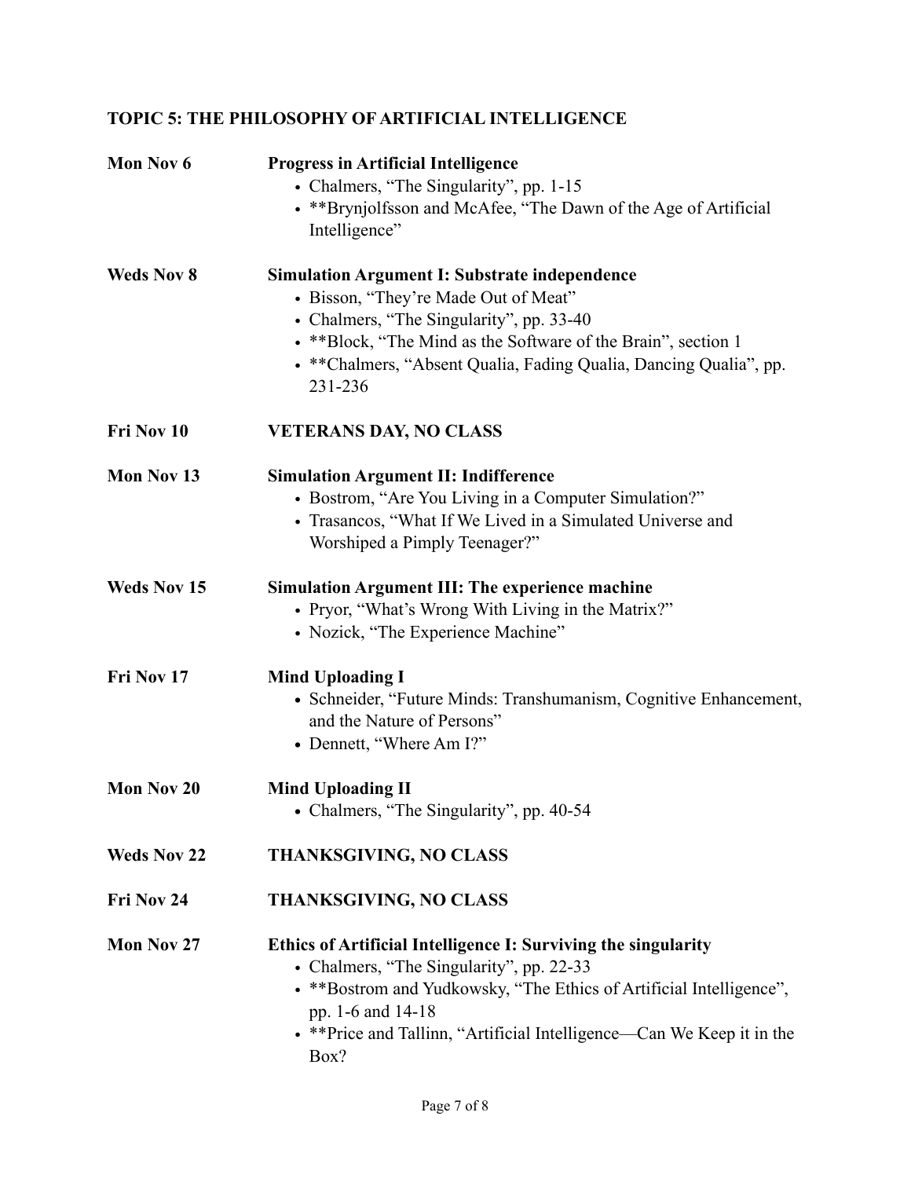## TOPIC 5: THE PHILOSOPHY OF ARTIFICIAL INTELLIGENCE

**Mon Nov 6** — **Progress in Artificial Intelligence**

- Chalmers, "The Singularity", pp. 1-15
- **Brynjolfsson and McAfee, "The Dawn of the Age of Artificial Intelligence"

**Weds Nov 8** — **Simulation Argument I: Substrate independence**

- Bisson, "They're Made Out of Meat"
- Chalmers, "The Singularity", pp. 33-40
- **Block, "The Mind as the Software of the Brain", section 1
- **Chalmers, "Absent Qualia, Fading Qualia, Dancing Qualia", pp. 231-236

**Fri Nov 10** — **VETERANS DAY, NO CLASS**

**Mon Nov 13** — **Simulation Argument II: Indifference**

- Bostrom, "Are You Living in a Computer Simulation?"
- Trasancos, "What If We Lived in a Simulated Universe and Worshiped a Pimply Teenager?"

**Weds Nov 15** — **Simulation Argument III: The experience machine**

- Pryor, "What's Wrong With Living in the Matrix?"
- Nozick, "The Experience Machine"

**Fri Nov 17** — **Mind Uploading I**

- Schneider, "Future Minds: Transhumanism, Cognitive Enhancement, and the Nature of Persons"
- Dennett, "Where Am I?"

**Mon Nov 20** — **Mind Uploading II**

- Chalmers, "The Singularity", pp. 40-54

**Weds Nov 22** — **THANKSGIVING, NO CLASS**

**Fri Nov 24** — **THANKSGIVING, NO CLASS**

**Mon Nov 27** — **Ethics of Artificial Intelligence I: Surviving the singularity**

- Chalmers, "The Singularity", pp. 22-33
- **Bostrom and Yudkowsky, "The Ethics of Artificial Intelligence", pp. 1-6 and 14-18
- **Price and Tallinn, "Artificial Intelligence—Can We Keep it in the Box?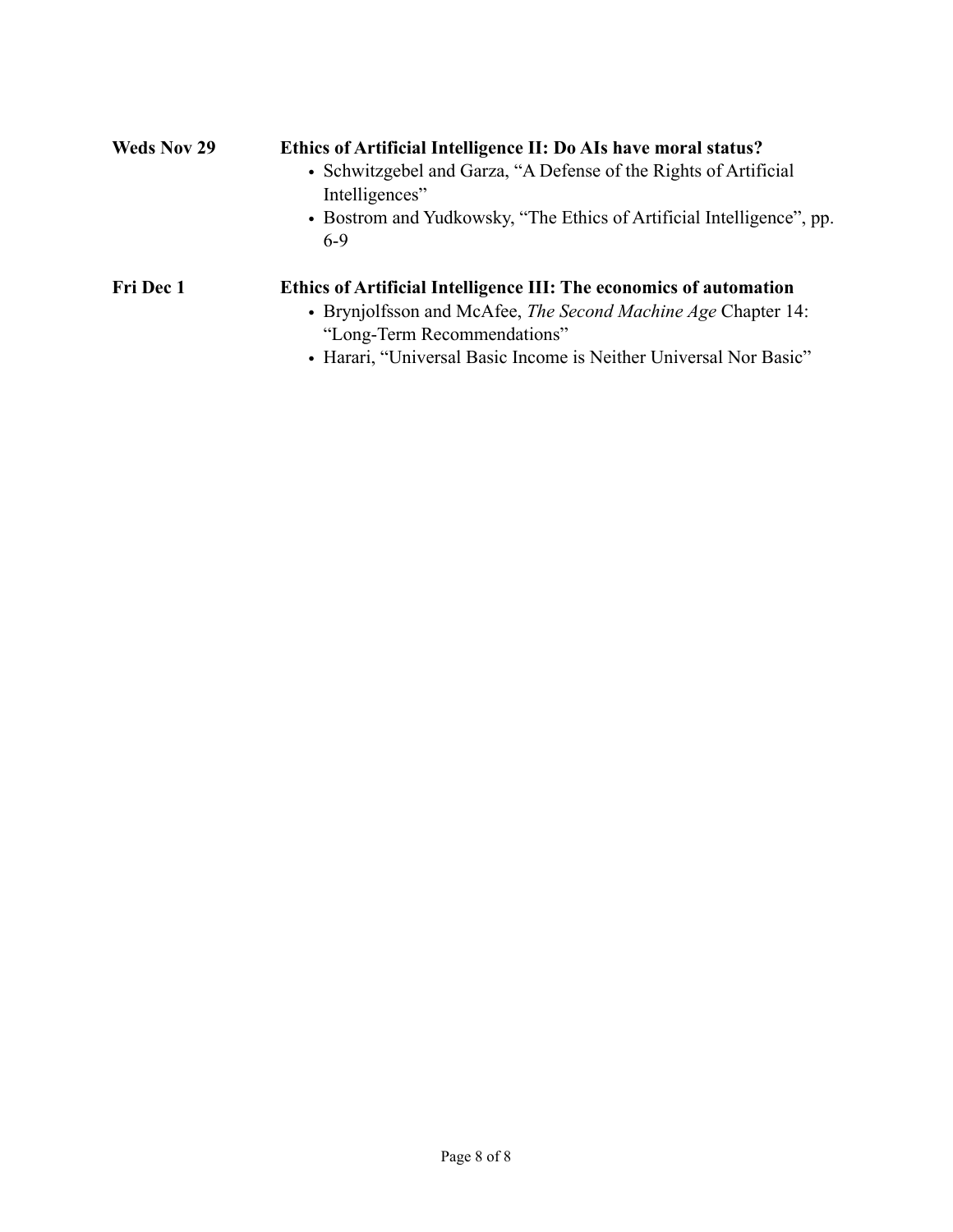**Weds Nov 29** **Ethics of Artificial Intelligence II: Do AIs have moral status?**

- Schwitzgebel and Garza, "A Defense of the Rights of Artificial Intelligences"
- Bostrom and Yudkowsky, "The Ethics of Artificial Intelligence", pp. 6-9

**Fri Dec 1** **Ethics of Artificial Intelligence III: The economics of automation**

- Brynjolfsson and McAfee, *The Second Machine Age* Chapter 14: "Long-Term Recommendations"
- Harari, "Universal Basic Income is Neither Universal Nor Basic"